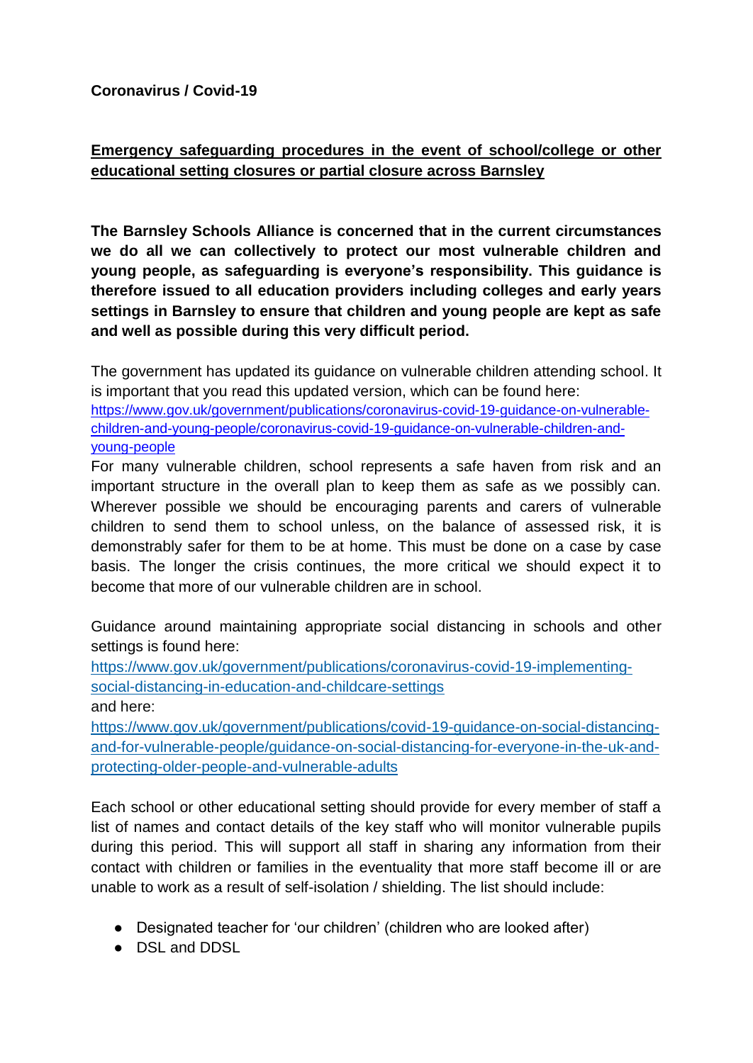**Coronavirus / Covid-19**

## Emergency safeguarding procedures in the event of school/college or other educational setting closures or partial closure across Barnsley

**The Barnsley Schools Alliance is concerned that in the current circumstances we do all we can collectively to protect our most vulnerable children and young people, as safeguarding is everyone's responsibility. This guidance is therefore issued to all education providers including colleges and early years settings in Barnsley to ensure that children and young people are kept as safe and well as possible during this very difficult period.**

The government has updated its guidance on vulnerable children attending school. It is important that you read this updated version, which can be found here: [https://www.gov.uk/government/publications/coronavirus-covid-19-guidance-on-vulnerable-children-and-young-people/coronavirus-covid-19-guidance-on-vulnerable-children-and-young-people](https://www.gov.uk/government/publications/coronavirus-covid-19-guidance-on-vulnerable-children-and-young-people/coronavirus-covid-19-guidance-on-vulnerable-children-and-young-people)

For many vulnerable children, school represents a safe haven from risk and an important structure in the overall plan to keep them as safe as we possibly can. Wherever possible we should be encouraging parents and carers of vulnerable children to send them to school unless, on the balance of assessed risk, it is demonstrably safer for them to be at home. This must be done on a case by case basis. The longer the crisis continues, the more critical we should expect it to become that more of our vulnerable children are in school.

Guidance around maintaining appropriate social distancing in schools and other settings is found here:
[https://www.gov.uk/government/publications/coronavirus-covid-19-implementing-social-distancing-in-education-and-childcare-settings](https://www.gov.uk/government/publications/coronavirus-covid-19-implementing-social-distancing-in-education-and-childcare-settings)
and here:
[https://www.gov.uk/government/publications/covid-19-guidance-on-social-distancing-and-for-vulnerable-people/guidance-on-social-distancing-for-everyone-in-the-uk-and-protecting-older-people-and-vulnerable-adults](https://www.gov.uk/government/publications/covid-19-guidance-on-social-distancing-and-for-vulnerable-people/guidance-on-social-distancing-for-everyone-in-the-uk-and-protecting-older-people-and-vulnerable-adults)

Each school or other educational setting should provide for every member of staff a list of names and contact details of the key staff who will monitor vulnerable pupils during this period. This will support all staff in sharing any information from their contact with children or families in the eventuality that more staff become ill or are unable to work as a result of self-isolation / shielding. The list should include:

- Designated teacher for 'our children' (children who are looked after)
- DSL and DDSL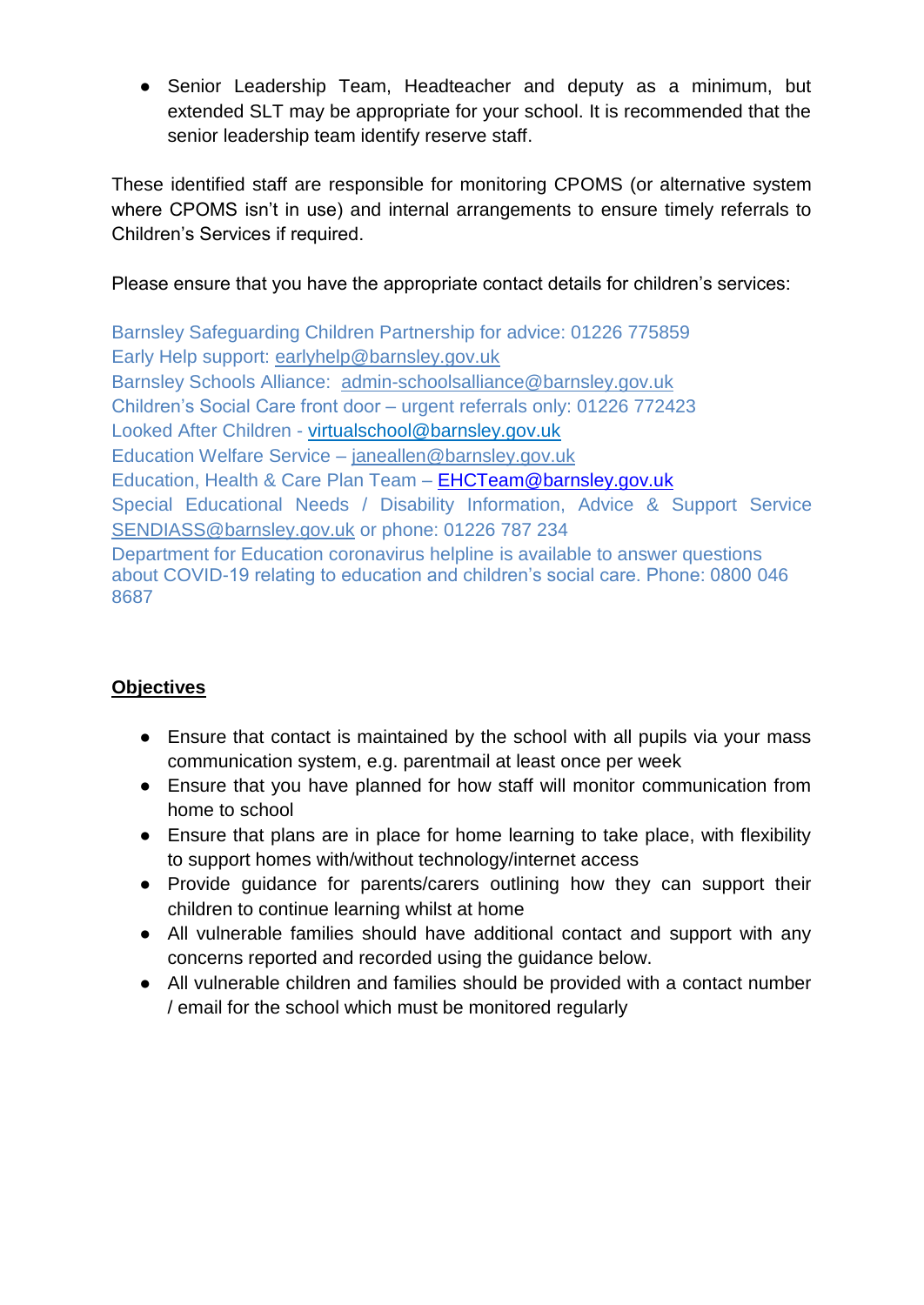- Senior Leadership Team, Headteacher and deputy as a minimum, but extended SLT may be appropriate for your school. It is recommended that the senior leadership team identify reserve staff.

These identified staff are responsible for monitoring CPOMS (or alternative system where CPOMS isn't in use) and internal arrangements to ensure timely referrals to Children's Services if required.

Please ensure that you have the appropriate contact details for children's services:

Barnsley Safeguarding Children Partnership for advice: 01226 775859
Early Help support: earlyhelp@barnsley.gov.uk
Barnsley Schools Alliance: admin-schoolsalliance@barnsley.gov.uk
Children's Social Care front door – urgent referrals only: 01226 772423
Looked After Children - virtualschool@barnsley.gov.uk
Education Welfare Service – janeallen@barnsley.gov.uk
Education, Health & Care Plan Team – EHCTeam@barnsley.gov.uk
Special Educational Needs / Disability Information, Advice & Support Service SENDIASS@barnsley.gov.uk or phone: 01226 787 234
Department for Education coronavirus helpline is available to answer questions about COVID-19 relating to education and children's social care. Phone: 0800 046 8687

## Objectives

- Ensure that contact is maintained by the school with all pupils via your mass communication system, e.g. parentmail at least once per week
- Ensure that you have planned for how staff will monitor communication from home to school
- Ensure that plans are in place for home learning to take place, with flexibility to support homes with/without technology/internet access
- Provide guidance for parents/carers outlining how they can support their children to continue learning whilst at home
- All vulnerable families should have additional contact and support with any concerns reported and recorded using the guidance below.
- All vulnerable children and families should be provided with a contact number / email for the school which must be monitored regularly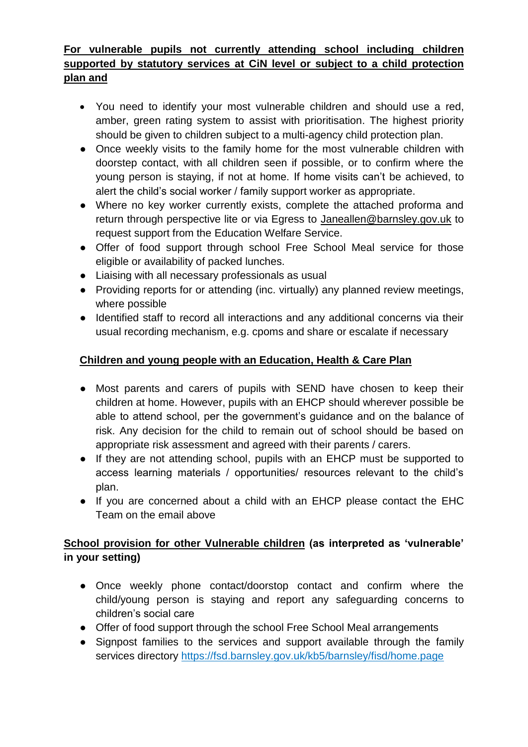**<u>For vulnerable pupils not currently attending school including children supported by statutory services at CiN level or subject to a child protection plan and</u>**

- You need to identify your most vulnerable children and should use a red, amber, green rating system to assist with prioritisation. The highest priority should be given to children subject to a multi-agency child protection plan.
- Once weekly visits to the family home for the most vulnerable children with doorstep contact, with all children seen if possible, or to confirm where the young person is staying, if not at home. If home visits can't be achieved, to alert the child's social worker / family support worker as appropriate.
- Where no key worker currently exists, complete the attached proforma and return through perspective lite or via Egress to Janeallen@barnsley.gov.uk to request support from the Education Welfare Service.
- Offer of food support through school Free School Meal service for those eligible or availability of packed lunches.
- Liaising with all necessary professionals as usual
- Providing reports for or attending (inc. virtually) any planned review meetings, where possible
- Identified staff to record all interactions and any additional concerns via their usual recording mechanism, e.g. cpoms and share or escalate if necessary

**<u>Children and young people with an Education, Health & Care Plan</u>**

- Most parents and carers of pupils with SEND have chosen to keep their children at home. However, pupils with an EHCP should wherever possible be able to attend school, per the government's guidance and on the balance of risk. Any decision for the child to remain out of school should be based on appropriate risk assessment and agreed with their parents / carers.
- If they are not attending school, pupils with an EHCP must be supported to access learning materials / opportunities/ resources relevant to the child's plan.
- If you are concerned about a child with an EHCP please contact the EHC Team on the email above

**<u>School provision for other Vulnerable children</u> (as interpreted as 'vulnerable' in your setting)**

- Once weekly phone contact/doorstop contact and confirm where the child/young person is staying and report any safeguarding concerns to children's social care
- Offer of food support through the school Free School Meal arrangements
- Signpost families to the services and support available through the family services directory https://fsd.barnsley.gov.uk/kb5/barnsley/fisd/home.page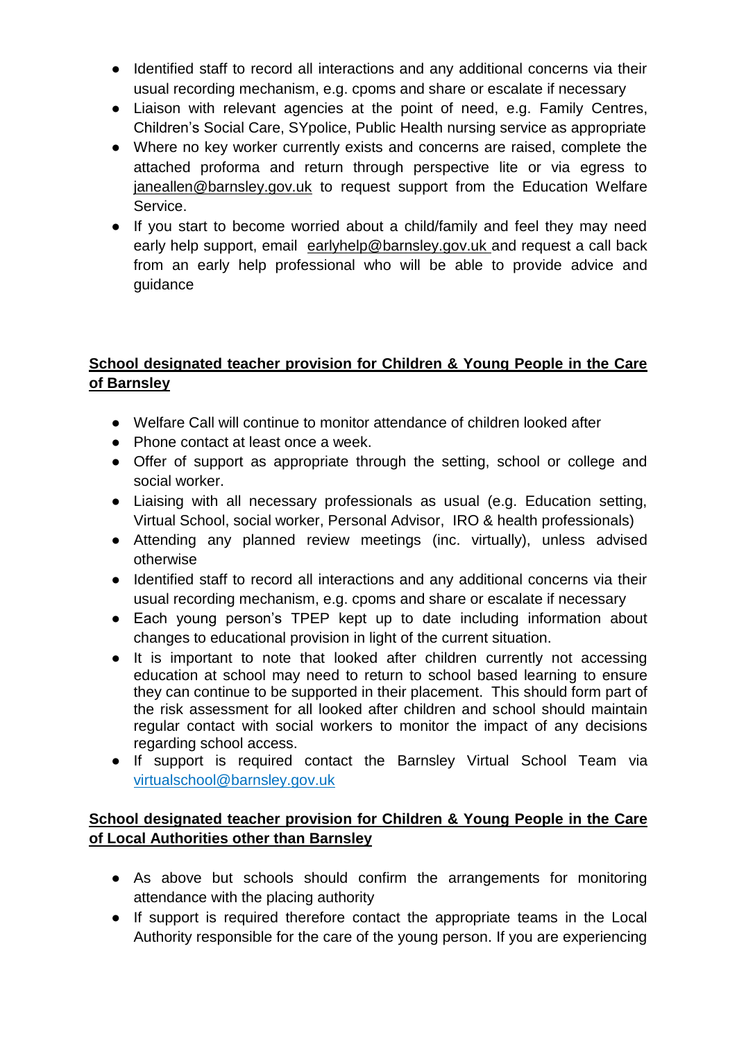- Identified staff to record all interactions and any additional concerns via their usual recording mechanism, e.g. cpoms and share or escalate if necessary
- Liaison with relevant agencies at the point of need, e.g. Family Centres, Children's Social Care, SYpolice, Public Health nursing service as appropriate
- Where no key worker currently exists and concerns are raised, complete the attached proforma and return through perspective lite or via egress to janeallen@barnsley.gov.uk to request support from the Education Welfare Service.
- If you start to become worried about a child/family and feel they may need early help support, email earlyhelp@barnsley.gov.uk and request a call back from an early help professional who will be able to provide advice and guidance

## School designated teacher provision for Children & Young People in the Care of Barnsley

- Welfare Call will continue to monitor attendance of children looked after
- Phone contact at least once a week.
- Offer of support as appropriate through the setting, school or college and social worker.
- Liaising with all necessary professionals as usual (e.g. Education setting, Virtual School, social worker, Personal Advisor, IRO & health professionals)
- Attending any planned review meetings (inc. virtually), unless advised otherwise
- Identified staff to record all interactions and any additional concerns via their usual recording mechanism, e.g. cpoms and share or escalate if necessary
- Each young person's TPEP kept up to date including information about changes to educational provision in light of the current situation.
- It is important to note that looked after children currently not accessing education at school may need to return to school based learning to ensure they can continue to be supported in their placement. This should form part of the risk assessment for all looked after children and school should maintain regular contact with social workers to monitor the impact of any decisions regarding school access.
- If support is required contact the Barnsley Virtual School Team via virtualschool@barnsley.gov.uk

## School designated teacher provision for Children & Young People in the Care of Local Authorities other than Barnsley

- As above but schools should confirm the arrangements for monitoring attendance with the placing authority
- If support is required therefore contact the appropriate teams in the Local Authority responsible for the care of the young person. If you are experiencing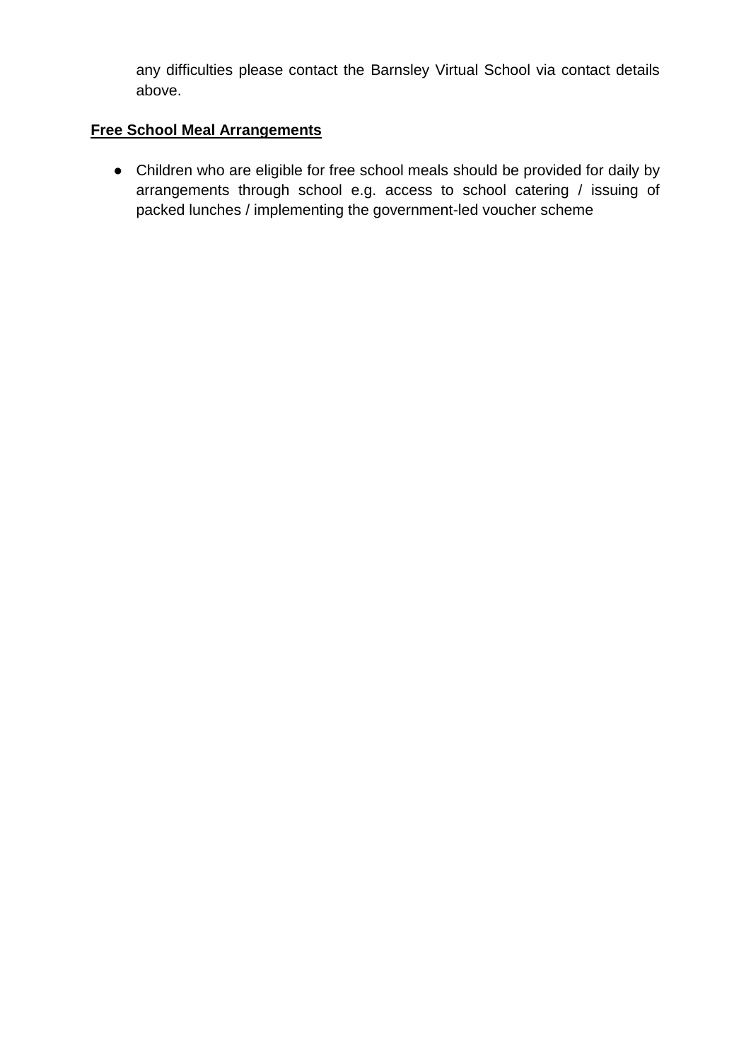any difficulties please contact the Barnsley Virtual School via contact details above.

**Free School Meal Arrangements**

- Children who are eligible for free school meals should be provided for daily by arrangements through school e.g. access to school catering / issuing of packed lunches / implementing the government-led voucher scheme